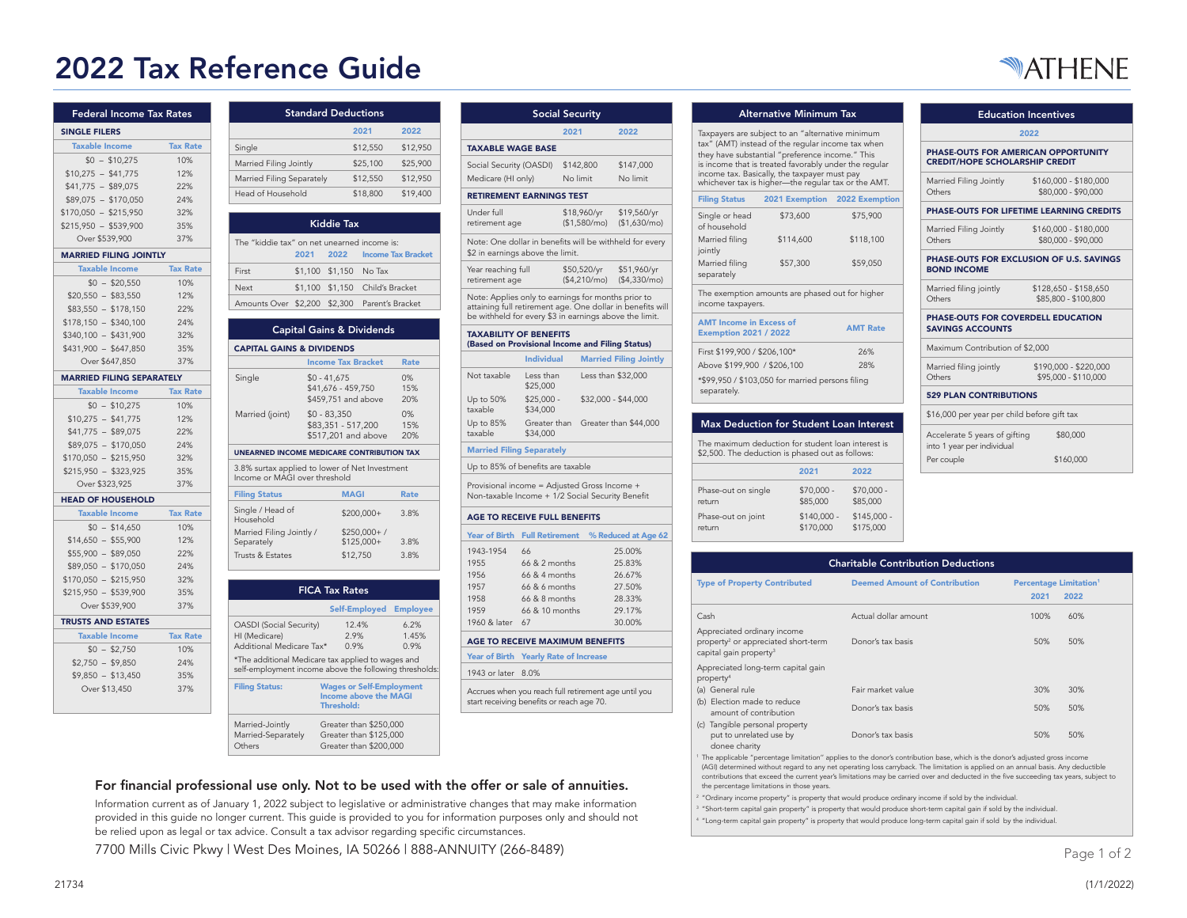# 2022 Tax Reference Guide

## Federal Income Tax Rates

**SINGLE FILERS**

| Taxable Income | Tax Rate |
|---|---|
| $0 – $10,275 | 10% |
| $10,275 – $41,775 | 12% |
| $41,775 – $89,075 | 22% |
| $89,075 – $170,050 | 24% |
| $170,050 – $215,950 | 32% |
| $215,950 – $539,900 | 35% |
| Over $539,900 | 37% |

**MARRIED FILING JOINTLY**

| Taxable Income | Tax Rate |
|---|---|
| $0 – $20,550 | 10% |
| $20,550 – $83,550 | 12% |
| $83,550 – $178,150 | 22% |
| $178,150 – $340,100 | 24% |
| $340,100 – $431,900 | 32% |
| $431,900 – $647,850 | 35% |
| Over $647,850 | 37% |

**MARRIED FILING SEPARATELY**

| Taxable Income | Tax Rate |
|---|---|
| $0 – $10,275 | 10% |
| $10,275 – $41,775 | 12% |
| $41,775 – $89,075 | 22% |
| $89,075 – $170,050 | 24% |
| $170,050 – $215,950 | 32% |
| $215,950 – $323,925 | 35% |
| Over $323,925 | 37% |

**HEAD OF HOUSEHOLD**

| Taxable Income | Tax Rate |
|---|---|
| $0 – $14,650 | 10% |
| $14,650 – $55,900 | 12% |
| $55,900 – $89,050 | 22% |
| $89,050 – $170,050 | 24% |
| $170,050 – $215,950 | 32% |
| $215,950 – $539,900 | 35% |
| Over $539,900 | 37% |

**TRUSTS AND ESTATES**

| Taxable Income | Tax Rate |
|---|---|
| $0 – $2,750 | 10% |
| $2,750 – $9,850 | 24% |
| $9,850 – $13,450 | 35% |
| Over $13,450 | 37% |

## Standard Deductions

| | 2021 | 2022 |
|---|---|---|
| Single | $12,550 | $12,950 |
| Married Filing Jointly | $25,100 | $25,900 |
| Married Filing Separately | $12,550 | $12,950 |
| Head of Household | $18,800 | $19,400 |

## Kiddie Tax

The "kiddie tax" on net unearned income is:

| | 2021 | 2022 | Income Tax Bracket |
|---|---|---|---|
| First | $1,100 | $1,150 | No Tax |
| Next | $1,100 | $1,150 | Child's Bracket |
| Amounts Over | $2,200 | $2,300 | Parent's Bracket |

## Capital Gains & Dividends

**CAPITAL GAINS & DIVIDENDS**

| | Income Tax Bracket | Rate |
|---|---|---|
| Single | $0 - 41,675 | 0% |
| | $41,676 - 459,750 | 15% |
| | $459,751 and above | 20% |
| Married (joint) | $0 - 83,350 | 0% |
| | $83,351 - 517,200 | 15% |
| | $517,201 and above | 20% |

**UNEARNED INCOME MEDICARE CONTRIBUTION TAX**

3.8% surtax applied to lower of Net Investment Income or MAGI over threshold

| Filing Status | MAGI | Rate |
|---|---|---|
| Single / Head of Household | $200,000+ | 3.8% |
| Married Filing Jointly / Separately | $250,000+ / $125,000+ | 3.8% |
| Trusts & Estates | $12,750 | 3.8% |

## FICA Tax Rates

| | Self-Employed | Employee |
|---|---|---|
| OASDI (Social Security) | 12.4% | 6.2% |
| HI (Medicare) | 2.9% | 1.45% |
| Additional Medicare Tax* | 0.9% | 0.9% |

*The additional Medicare tax applied to wages and self-employment income above the following thresholds:

| Filing Status: | Wages or Self-Employment Income above the MAGI Threshold: |
|---|---|
| Married-Jointly | Greater than $250,000 |
| Married-Separately | Greater than $125,000 |
| Others | Greater than $200,000 |

## Social Security

| | 2021 | 2022 |
|---|---|---|
| **TAXABLE WAGE BASE** | | |
| Social Security (OASDI) | $142,800 | $147,000 |
| Medicare (HI only) | No limit | No limit |
| **RETIREMENT EARNINGS TEST** | | |
| Under full retirement age | $18,960/yr ($1,580/mo) | $19,560/yr ($1,630/mo) |

Note: One dollar in benefits will be withheld for every $2 in earnings above the limit.

| | 2021 | 2022 |
|---|---|---|
| Year reaching full retirement age | $50,520/yr ($4,210/mo) | $51,960/yr ($4,330/mo) |

Note: Applies only to earnings for months prior to attaining full retirement age. One dollar in benefits will be withheld for every $3 in earnings above the limit.

**TAXABILITY OF BENEFITS**
**(Based on Provisional Income and Filing Status)**

| | Individual | Married Filing Jointly |
|---|---|---|
| Not taxable | Less than $25,000 | Less than $32,000 |
| Up to 50% taxable | $25,000 - $34,000 | $32,000 - $44,000 |
| Up to 85% taxable | Greater than $34,000 | Greater than $44,000 |

**Married Filing Separately**

Up to 85% of benefits are taxable

Provisional income = Adjusted Gross Income + Non-taxable Income + 1/2 Social Security Benefit

**AGE TO RECEIVE FULL BENEFITS**

| Year of Birth | Full Retirement | % Reduced at Age 62 |
|---|---|---|
| 1943-1954 | 66 | 25.00% |
| 1955 | 66 & 2 months | 25.83% |
| 1956 | 66 & 4 months | 26.67% |
| 1957 | 66 & 6 months | 27.50% |
| 1958 | 66 & 8 months | 28.33% |
| 1959 | 66 & 10 months | 29.17% |
| 1960 & later | 67 | 30.00% |

**AGE TO RECEIVE MAXIMUM BENEFITS**

| Year of Birth | Yearly Rate of Increase |
|---|---|
| 1943 or later | 8.0% |

Accrues when you reach full retirement age until you start receiving benefits or reach age 70.

## Alternative Minimum Tax

Taxpayers are subject to an "alternative minimum tax" (AMT) instead of the regular income tax when they have substantial "preference income." This is income that is treated favorably under the regular income tax. Basically, the taxpayer must pay whichever tax is higher—the regular tax or the AMT.

| Filing Status | 2021 Exemption | 2022 Exemption |
|---|---|---|
| Single or head of household | $73,600 | $75,900 |
| Married filing jointly | $114,600 | $118,100 |
| Married filing separately | $57,300 | $59,050 |

The exemption amounts are phased out for higher income taxpayers.

| AMT Income in Excess of Exemption 2021 / 2022 | AMT Rate |
|---|---|
| First $199,900 / $206,100* | 26% |
| Above $199,900 / $206,100 | 28% |

*$99,950 / $103,050 for married persons filing separately.

## Max Deduction for Student Loan Interest

The maximum deduction for student loan interest is $2,500. The deduction is phased out as follows:

| | 2021 | 2022 |
|---|---|---|
| Phase-out on single return | $70,000 - $85,000 | $70,000 - $85,000 |
| Phase-out on joint return | $140,000 - $170,000 | $145,000 - $175,000 |

## Education Incentives

**2022**

**PHASE-OUTS FOR AMERICAN OPPORTUNITY CREDIT/HOPE SCHOLARSHIP CREDIT**

| | |
|---|---|
| Married Filing Jointly | $160,000 - $180,000 |
| Others | $80,000 - $90,000 |

**PHASE-OUTS FOR LIFETIME LEARNING CREDITS**

| | |
|---|---|
| Married Filing Jointly | $160,000 - $180,000 |
| Others | $80,000 - $90,000 |

**PHASE-OUTS FOR EXCLUSION OF U.S. SAVINGS BOND INCOME**

| | |
|---|---|
| Married filing jointly | $128,650 - $158,650 |
| Others | $85,800 - $100,800 |

**PHASE-OUTS FOR COVERDELL EDUCATION SAVINGS ACCOUNTS**

Maximum Contribution of $2,000

| | |
|---|---|
| Married filing jointly | $190,000 - $220,000 |
| Others | $95,000 - $110,000 |

**529 PLAN CONTRIBUTIONS**

$16,000 per year per child before gift tax

| | |
|---|---|
| Accelerate 5 years of gifting into 1 year per individual | $80,000 |
| Per couple | $160,000 |

## Charitable Contribution Deductions

| Type of Property Contributed | Deemed Amount of Contribution | Percentage Limitation[1] 2021 | 2022 |
|---|---|---|---|
| Cash | Actual dollar amount | 100% | 60% |
| Appreciated ordinary income property[2] or appreciated short-term capital gain property[3] | Donor's tax basis | 50% | 50% |
| Appreciated long-term capital gain property[4] | | | |
| (a) General rule | Fair market value | 30% | 30% |
| (b) Election made to reduce amount of contribution | Donor's tax basis | 50% | 50% |
| (c) Tangible personal property put to unrelated use by donee charity | Donor's tax basis | 50% | 50% |

[1] The applicable "percentage limitation" applies to the donor's contribution base, which is the donor's adjusted gross income (AGI) determined without regard to any net operating loss carryback. The limitation is applied on an annual basis. Any deductible contributions that exceed the current year's limitations may be carried over and deducted in the five succeeding tax years, subject to the percentage limitations in those years.

[2] "Ordinary income property" is property that would produce ordinary income if sold by the individual.

[3] "Short-term capital gain property" is property that would produce short-term capital gain if sold by the individual.

[4] "Long-term capital gain property" is property that would produce long-term capital gain if sold by the individual.

**For financial professional use only. Not to be used with the offer or sale of annuities.**

Information current as of January 1, 2022 subject to legislative or administrative changes that may make information provided in this guide no longer current. This guide is provided to you for information purposes only and should not be relied upon as legal or tax advice. Consult a tax advisor regarding specific circumstances.

7700 Mills Civic Pkwy | West Des Moines, IA 50266 | 888-ANNUITY (266-8489)

21734 (1/1/2022)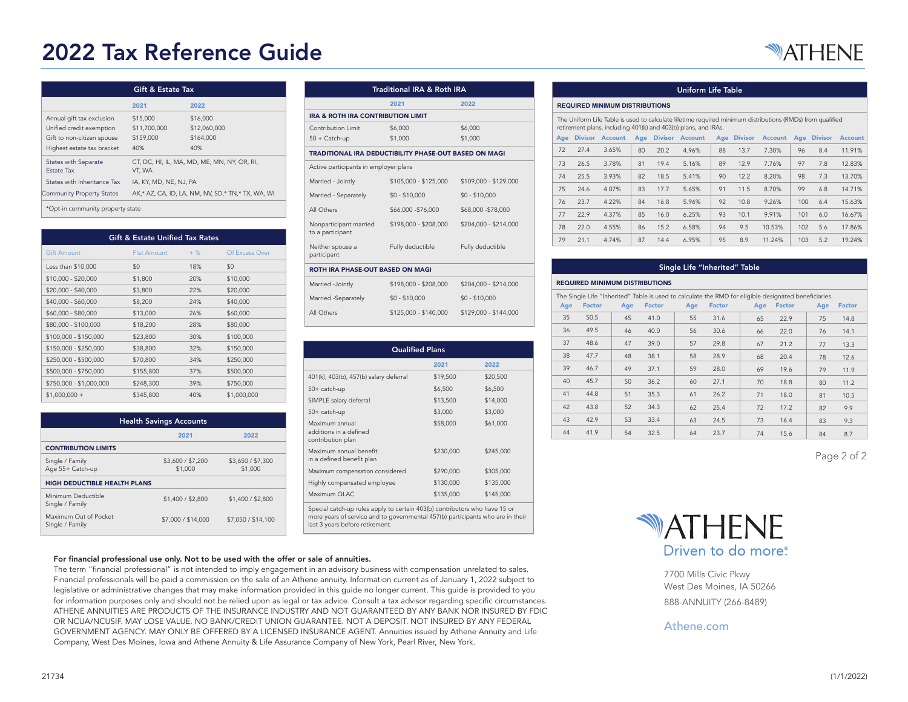# 2022 Tax Reference Guide

ATHENE

## Gift & Estate Tax

| | 2021 | 2022 |
|---|---|---|
| Annual gift tax exclusion | $15,000 | $16,000 |
| Unified credit exemption | $11,700,000 | $12,060,000 |
| Gift to non-citizen spouse | $159,000 | $164,000 |
| Highest estate tax bracket | 40% | 40% |

| | |
|---|---|
| States with Separate Estate Tax | CT, DC, HI, IL, MA, MD, ME, MN, NY, OR, RI, VT, WA |
| States with Inheritance Tax | IA, KY, MD, NE, NJ, PA |
| Community Property States | AK,* AZ, CA, ID, LA, NM, NV, SD,* TN,* TX, WA, WI |

*Opt-in community property state

## Gift & Estate Unified Tax Rates

| Gift Amount | Flat Amount | + % | Of Excess Over |
|---|---|---|---|
| Less than $10,000 | $0 | 18% | $0 |
| $10,000 - $20,000 | $1,800 | 20% | $10,000 |
| $20,000 - $40,000 | $3,800 | 22% | $20,000 |
| $40,000 - $60,000 | $8,200 | 24% | $40,000 |
| $60,000 - $80,000 | $13,000 | 26% | $60,000 |
| $80,000 - $100,000 | $18,200 | 28% | $80,000 |
| $100,000 - $150,000 | $23,800 | 30% | $100,000 |
| $150,000 - $250,000 | $38,800 | 32% | $150,000 |
| $250,000 - $500,000 | $70,800 | 34% | $250,000 |
| $500,000 - $750,000 | $155,800 | 37% | $500,000 |
| $750,000 - $1,000,000 | $248,300 | 39% | $750,000 |
| $1,000,000 + | $345,800 | 40% | $1,000,000 |

## Health Savings Accounts

| | 2021 | 2022 |
|---|---|---|
| **CONTRIBUTION LIMITS** | | |
| Single / Family | $3,600 / $7,200 | $3,650 / $7,300 |
| Age 55+ Catch-up | $1,000 | $1,000 |
| **HIGH DEDUCTIBLE HEALTH PLANS** | | |
| Minimum Deductible Single / Family | $1,400 / $2,800 | $1,400 / $2,800 |
| Maximum Out of Pocket Single / Family | $7,000 / $14,000 | $7,050 / $14,100 |

## Traditional IRA & Roth IRA

| | 2021 | 2022 |
|---|---|---|
| **IRA & ROTH IRA CONTRIBUTION LIMIT** | | |
| Contribution Limit | $6,000 | $6,000 |
| 50 + Catch-up | $1,000 | $1,000 |
| **TRADITIONAL IRA DEDUCTIBILITY PHASE-OUT BASED ON MAGI** | | |
| Active participants in employer plans | | |
| Married - Jointly | $105,000 - $125,000 | $109,000 - $129,000 |
| Married - Separately | $0 - $10,000 | $0 - $10,000 |
| All Others | $66,000 -$76,000 | $68,000 -$78,000 |
| Nonparticipant married to a participant | $198,000 - $208,000 | $204,000 - $214,000 |
| Neither spouse a participant | Fully deductible | Fully deductible |
| **ROTH IRA PHASE-OUT BASED ON MAGI** | | |
| Married -Jointly | $198,000 - $208,000 | $204,000 - $214,000 |
| Married -Separately | $0 - $10,000 | $0 - $10,000 |
| All Others | $125,000 - $140,000 | $129,000 - $144,000 |

## Qualified Plans

| | 2021 | 2022 |
|---|---|---|
| 401(k), 403(b), 457(b) salary deferral | $19,500 | $20,500 |
| 50+ catch-up | $6,500 | $6,500 |
| SIMPLE salary deferral | $13,500 | $14,000 |
| 50+ catch-up | $3,000 | $3,000 |
| Maximum annual additions in a defined contribution plan | $58,000 | $61,000 |
| Maximum annual benefit in a defined benefit plan | $230,000 | $245,000 |
| Maximum compensation considered | $290,000 | $305,000 |
| Highly compensated employee | $130,000 | $135,000 |
| Maximum QLAC | $135,000 | $145,000 |

Special catch-up rules apply to certain 403(b) contributors who have 15 or more years of service and to governmental 457(b) participants who are in their last 3 years before retirement.

## Uniform Life Table

**REQUIRED MINIMUM DISTRIBUTIONS**

The Uniform Life Table is used to calculate lifetime required minimum distributions (RMDs) from qualified retirement plans, including 401(k) and 403(b) plans, and IRAs.

| Age | Divisor | Account | Age | Divisor | Account | Age | Divisor | Account | Age | Divisor | Account |
|---|---|---|---|---|---|---|---|---|---|---|---|
| 72 | 27.4 | 3.65% | 80 | 20.2 | 4.96% | 88 | 13.7 | 7.30% | 96 | 8.4 | 11.91% |
| 73 | 26.5 | 3.78% | 81 | 19.4 | 5.16% | 89 | 12.9 | 7.76% | 97 | 7.8 | 12.83% |
| 74 | 25.5 | 3.93% | 82 | 18.5 | 5.41% | 90 | 12.2 | 8.20% | 98 | 7.3 | 13.70% |
| 75 | 24.6 | 4.07% | 83 | 17.7 | 5.65% | 91 | 11.5 | 8.70% | 99 | 6.8 | 14.71% |
| 76 | 23.7 | 4.22% | 84 | 16.8 | 5.96% | 92 | 10.8 | 9.26% | 100 | 6.4 | 15.63% |
| 77 | 22.9 | 4.37% | 85 | 16.0 | 6.25% | 93 | 10.1 | 9.91% | 101 | 6.0 | 16.67% |
| 78 | 22.0 | 4.55% | 86 | 15.2 | 6.58% | 94 | 9.5 | 10.53% | 102 | 5.6 | 17.86% |
| 79 | 21.1 | 4.74% | 87 | 14.4 | 6.95% | 95 | 8.9 | 11.24% | 103 | 5.2 | 19.24% |

## Single Life "Inherited" Table

**REQUIRED MINIMUM DISTRIBUTIONS**

The Single Life "Inherited" Table is used to calculate the RMD for eligible designated beneficiaries.

| Age | Factor | Age | Factor | Age | Factor | Age | Factor | Age | Factor |
|---|---|---|---|---|---|---|---|---|---|
| 35 | 50.5 | 45 | 41.0 | 55 | 31.6 | 65 | 22.9 | 75 | 14.8 |
| 36 | 49.5 | 46 | 40.0 | 56 | 30.6 | 66 | 22.0 | 76 | 14.1 |
| 37 | 48.6 | 47 | 39.0 | 57 | 29.8 | 67 | 21.2 | 77 | 13.3 |
| 38 | 47.7 | 48 | 38.1 | 58 | 28.9 | 68 | 20.4 | 78 | 12.6 |
| 39 | 46.7 | 49 | 37.1 | 59 | 28.0 | 69 | 19.6 | 79 | 11.9 |
| 40 | 45.7 | 50 | 36.2 | 60 | 27.1 | 70 | 18.8 | 80 | 11.2 |
| 41 | 44.8 | 51 | 35.3 | 61 | 26.2 | 71 | 18.0 | 81 | 10.5 |
| 42 | 43.8 | 52 | 34.3 | 62 | 25.4 | 72 | 17.2 | 82 | 9.9 |
| 43 | 42.9 | 53 | 33.4 | 63 | 24.5 | 73 | 16.4 | 83 | 9.3 |
| 44 | 41.9 | 54 | 32.5 | 64 | 23.7 | 74 | 15.6 | 84 | 8.7 |

**For financial professional use only. Not to be used with the offer or sale of annuities.**
The term "financial professional" is not intended to imply engagement in an advisory business with compensation unrelated to sales. Financial professionals will be paid a commission on the sale of an Athene annuity. Information current as of January 1, 2022 subject to legislative or administrative changes that may make information provided in this guide no longer current. This guide is provided to you for information purposes only and should not be relied upon as legal or tax advice. Consult a tax advisor regarding specific circumstances. ATHENE ANNUITIES ARE PRODUCTS OF THE INSURANCE INDUSTRY AND NOT GUARANTEED BY ANY BANK NOR INSURED BY FDIC OR NCUA/NCUSIF. MAY LOSE VALUE. NO BANK/CREDIT UNION GUARANTEE. NOT A DEPOSIT. NOT INSURED BY ANY FEDERAL GOVERNMENT AGENCY. MAY ONLY BE OFFERED BY A LICENSED INSURANCE AGENT. Annuities issued by Athene Annuity and Life Company, West Des Moines, Iowa and Athene Annuity & Life Assurance Company of New York, Pearl River, New York.

ATHENE
Driven to do more.®

7700 Mills Civic Pkwy
West Des Moines, IA 50266
888-ANNUITY (266-8489)

Athene.com

21734

(1/1/2022)